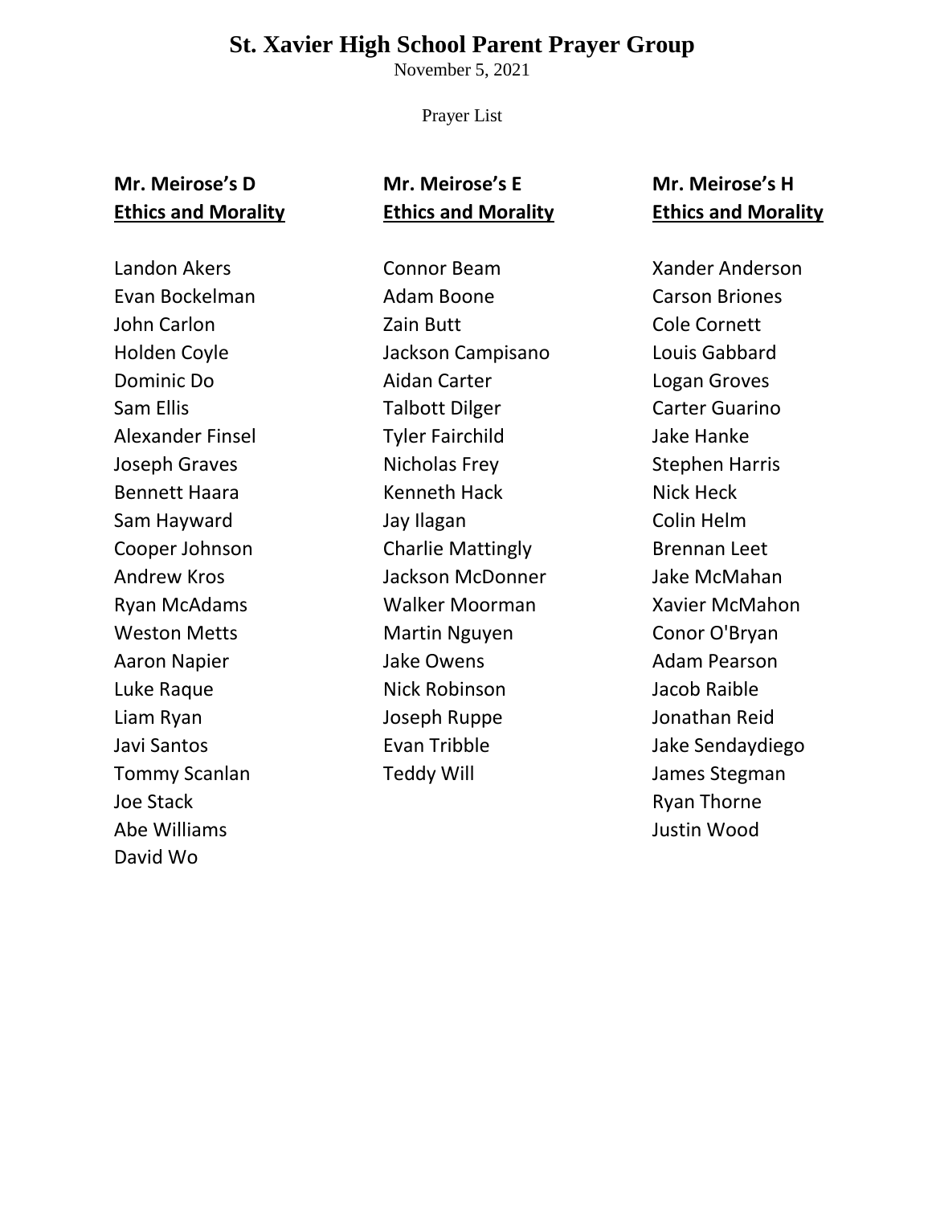# St. Xavier High School Parent Prayer Group

November 5, 2021

Prayer List

**Mr. Meirose's D**
**Ethics and Morality**

Landon Akers
Evan Bockelman
John Carlon
Holden Coyle
Dominic Do
Sam Ellis
Alexander Finsel
Joseph Graves
Bennett Haara
Sam Hayward
Cooper Johnson
Andrew Kros
Ryan McAdams
Weston Metts
Aaron Napier
Luke Raque
Liam Ryan
Javi Santos
Tommy Scanlan
Joe Stack
Abe Williams
David Wo

**Mr. Meirose's E**
**Ethics and Morality**

Connor Beam
Adam Boone
Zain Butt
Jackson Campisano
Aidan Carter
Talbott Dilger
Tyler Fairchild
Nicholas Frey
Kenneth Hack
Jay Ilagan
Charlie Mattingly
Jackson McDonner
Walker Moorman
Martin Nguyen
Jake Owens
Nick Robinson
Joseph Ruppe
Evan Tribble
Teddy Will

**Mr. Meirose's H**
**Ethics and Morality**

Xander Anderson
Carson Briones
Cole Cornett
Louis Gabbard
Logan Groves
Carter Guarino
Jake Hanke
Stephen Harris
Nick Heck
Colin Helm
Brennan Leet
Jake McMahan
Xavier McMahon
Conor O'Bryan
Adam Pearson
Jacob Raible
Jonathan Reid
Jake Sendaydiego
James Stegman
Ryan Thorne
Justin Wood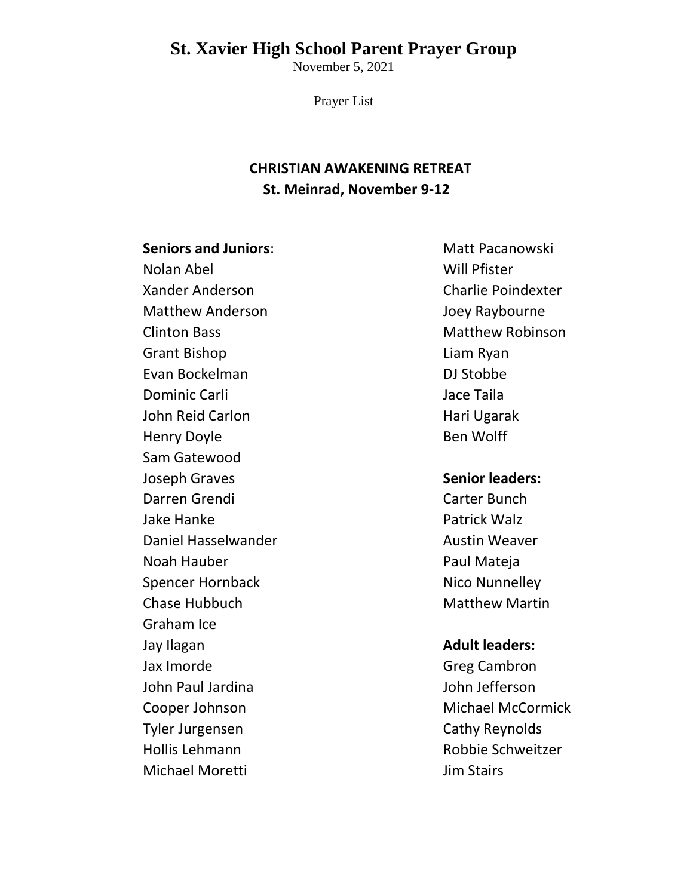# St. Xavier High School Parent Prayer Group

November 5, 2021

Prayer List

**CHRISTIAN AWAKENING RETREAT**
**St. Meinrad, November 9-12**

**Seniors and Juniors**:

Nolan Abel
Xander Anderson
Matthew Anderson
Clinton Bass
Grant Bishop
Evan Bockelman
Dominic Carli
John Reid Carlon
Henry Doyle
Sam Gatewood
Joseph Graves
Darren Grendi
Jake Hanke
Daniel Hasselwander
Noah Hauber
Spencer Hornback
Chase Hubbuch
Graham Ice
Jay Ilagan
Jax Imorde
John Paul Jardina
Cooper Johnson
Tyler Jurgensen
Hollis Lehmann
Michael Moretti
Matt Pacanowski
Will Pfister
Charlie Poindexter
Joey Raybourne
Matthew Robinson
Liam Ryan
DJ Stobbe
Jace Taila
Hari Ugarak
Ben Wolff

**Senior leaders:**

Carter Bunch
Patrick Walz
Austin Weaver
Paul Mateja
Nico Nunnelley
Matthew Martin

**Adult leaders:**

Greg Cambron
John Jefferson
Michael McCormick
Cathy Reynolds
Robbie Schweitzer
Jim Stairs